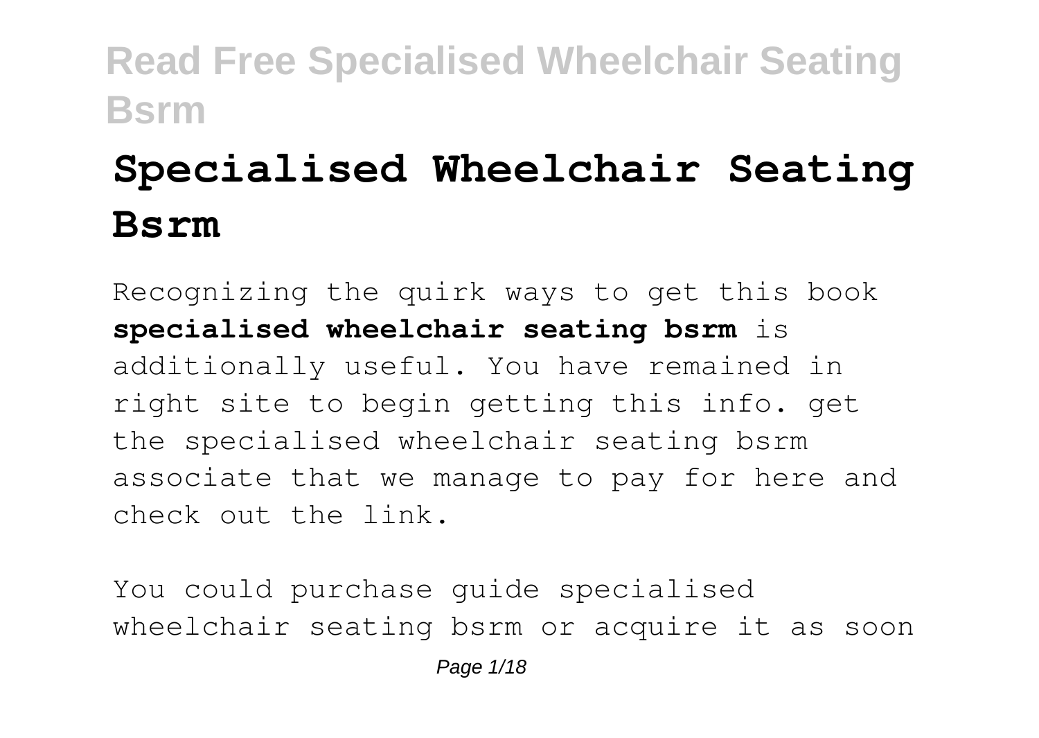# Specialised Wheelchair Seating Bsrm

Recognizing the quirk ways to get this book **specialised wheelchair seating bsrm** is additionally useful. You have remained in right site to begin getting this info. get the specialised wheelchair seating bsrm associate that we manage to pay for here and check out the link.

You could purchase guide specialised wheelchair seating bsrm or acquire it as soon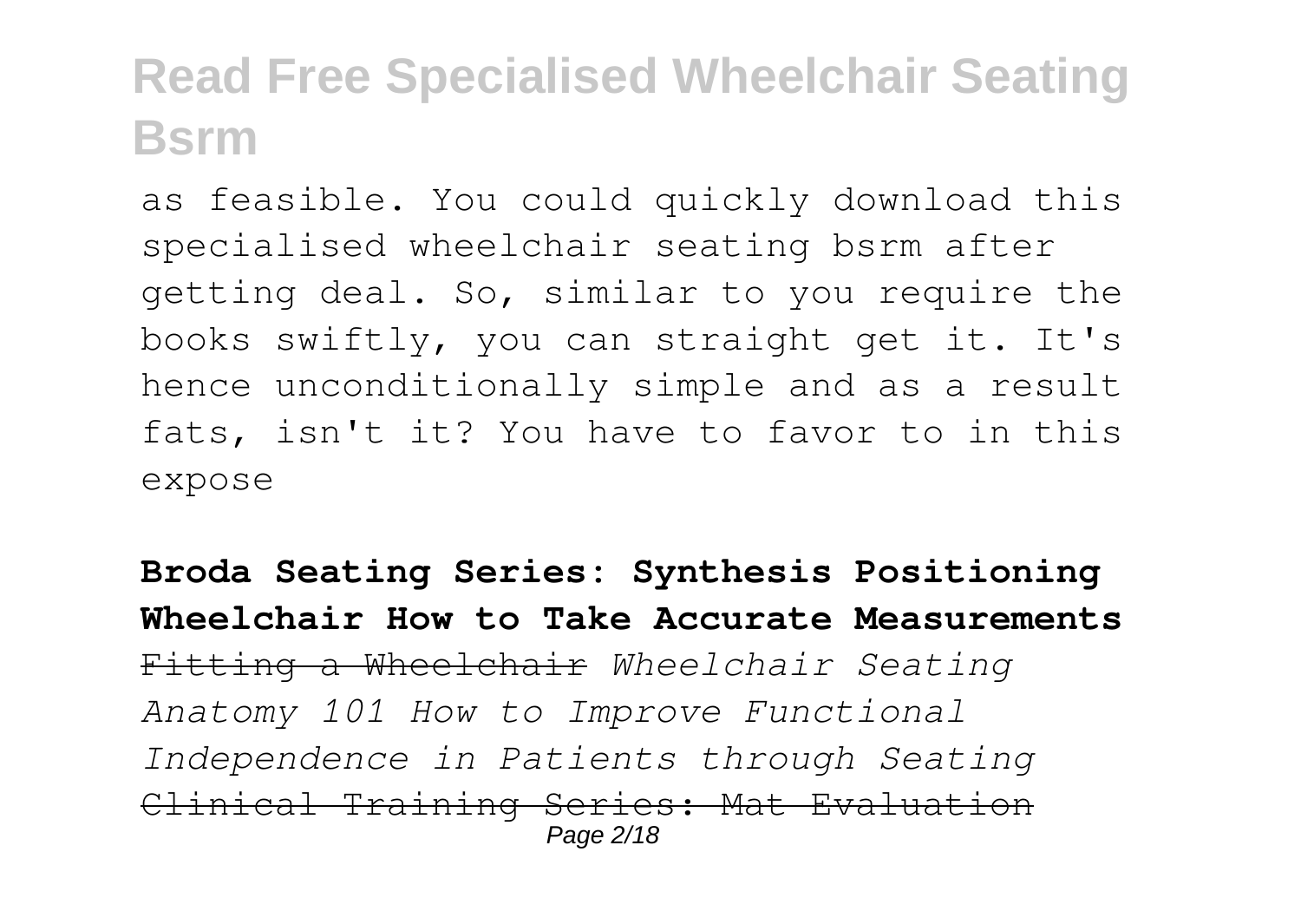as feasible. You could quickly download this specialised wheelchair seating bsrm after getting deal. So, similar to you require the books swiftly, you can straight get it. It's hence unconditionally simple and as a result fats, isn't it? You have to favor to in this expose

**Broda Seating Series: Synthesis Positioning Wheelchair How to Take Accurate Measurements** ~~Fitting a Wheelchair~~ *Wheelchair Seating Anatomy 101 How to Improve Functional Independence in Patients through Seating* ~~Clinical Training Series: Mat Evaluation~~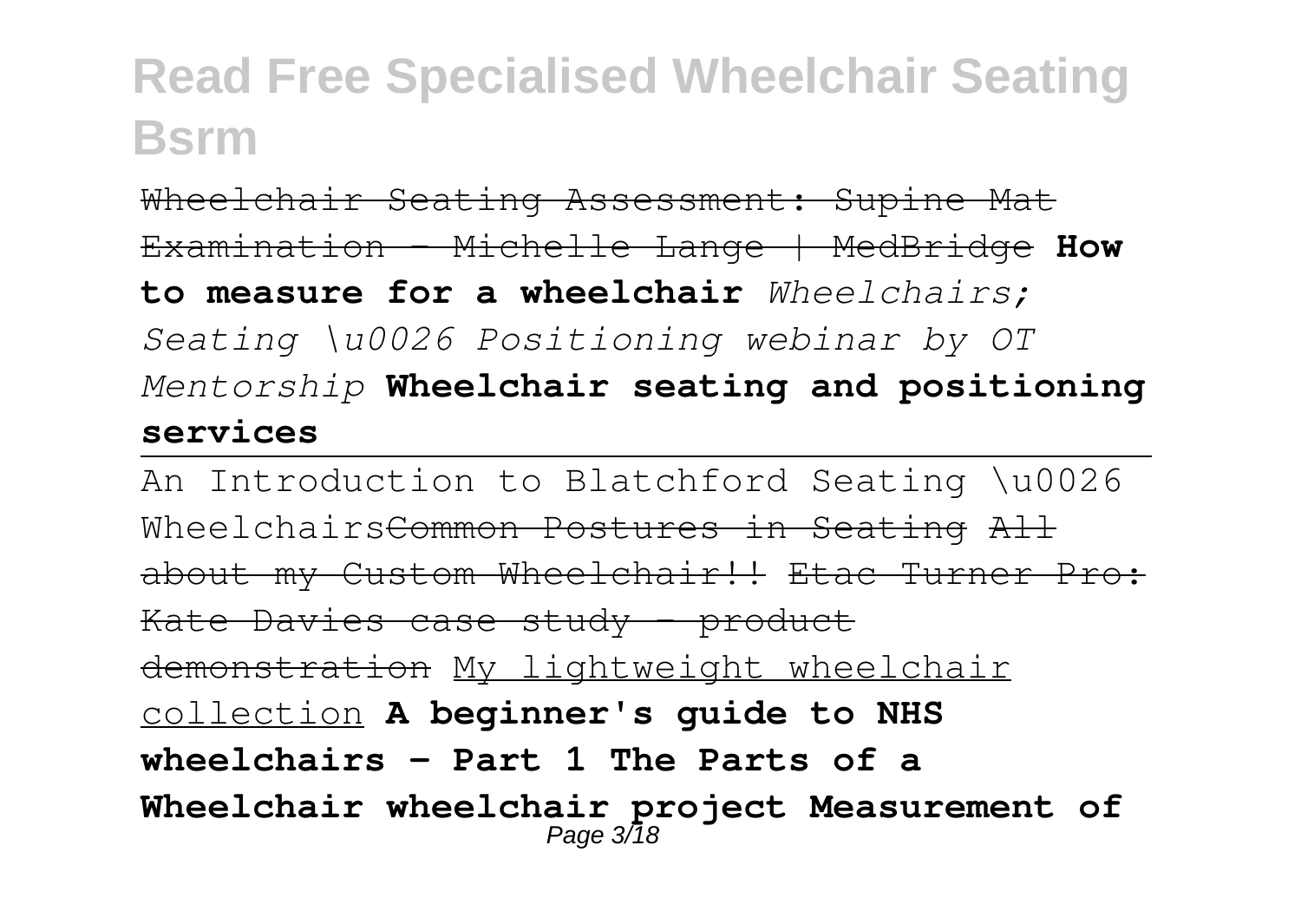Wheelchair Seating Assessment: Supine Mat Examination - Michelle Lange | MedBridge **How to measure for a wheelchair** *Wheelchairs; Seating \u0026 Positioning webinar by OT Mentorship* **Wheelchair seating and positioning services**

An Introduction to Blatchford Seating \u0026 WheelchairsCommon Postures in Seating All about my Custom Wheelchair!! Etac Turner Pro: Kate Davies case study - product demonstration My lightweight wheelchair collection **A beginner's guide to NHS wheelchairs - Part 1 The Parts of a Wheelchair wheelchair project Measurement of**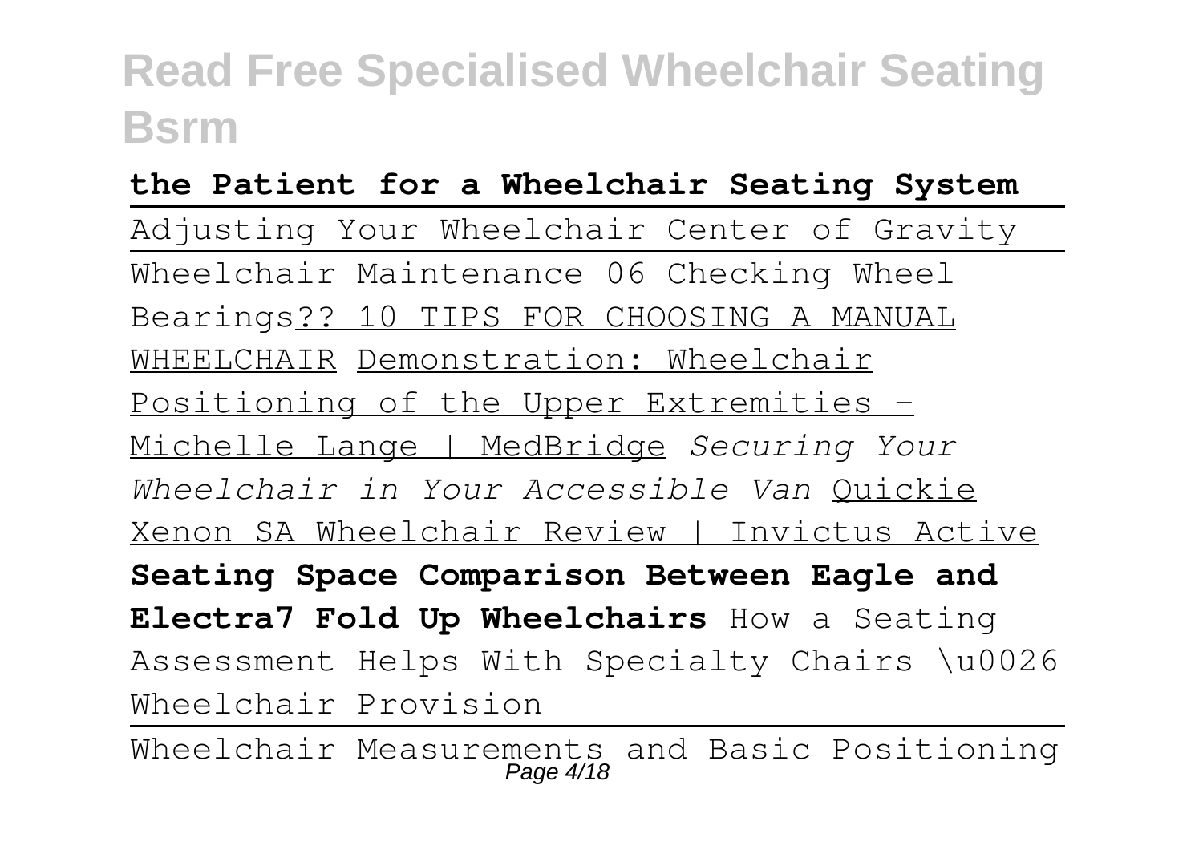**the Patient for a Wheelchair Seating System**

Adjusting Your Wheelchair Center of Gravity

Wheelchair Maintenance 06 Checking Wheel Bearings?? 10 TIPS FOR CHOOSING A MANUAL WHEELCHAIR Demonstration: Wheelchair Positioning of the Upper Extremities - Michelle Lange | MedBridge *Securing Your Wheelchair in Your Accessible Van* Quickie Xenon SA Wheelchair Review | Invictus Active **Seating Space Comparison Between Eagle and Electra7 Fold Up Wheelchairs** How a Seating Assessment Helps With Specialty Chairs \u0026 Wheelchair Provision

Wheelchair Measurements and Basic Positioning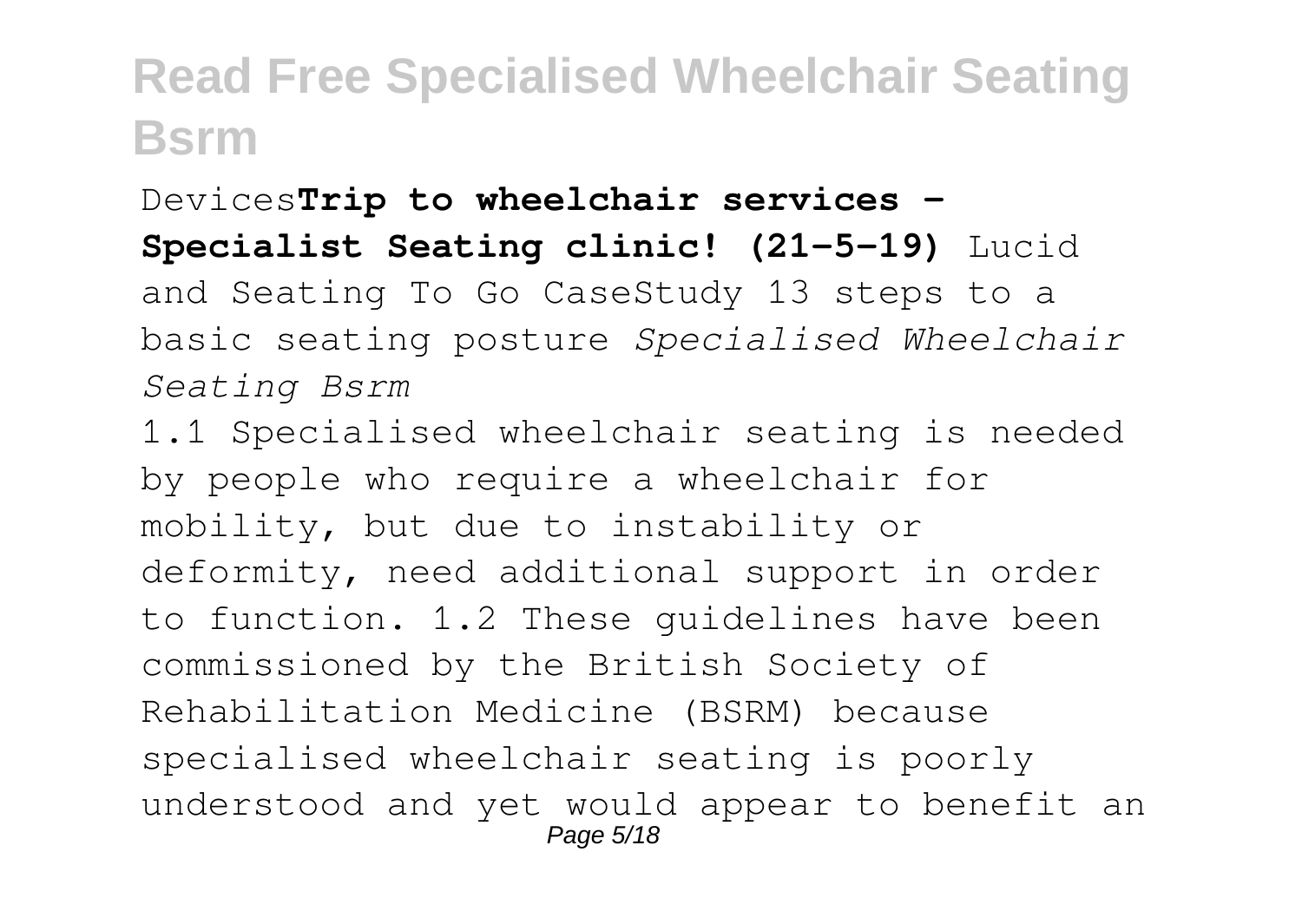Devices**Trip to wheelchair services - Specialist Seating clinic! (21-5-19)** Lucid and Seating To Go CaseStudy 13 steps to a basic seating posture *Specialised Wheelchair Seating Bsrm*

1.1 Specialised wheelchair seating is needed by people who require a wheelchair for mobility, but due to instability or deformity, need additional support in order to function. 1.2 These guidelines have been commissioned by the British Society of Rehabilitation Medicine (BSRM) because specialised wheelchair seating is poorly understood and yet would appear to benefit an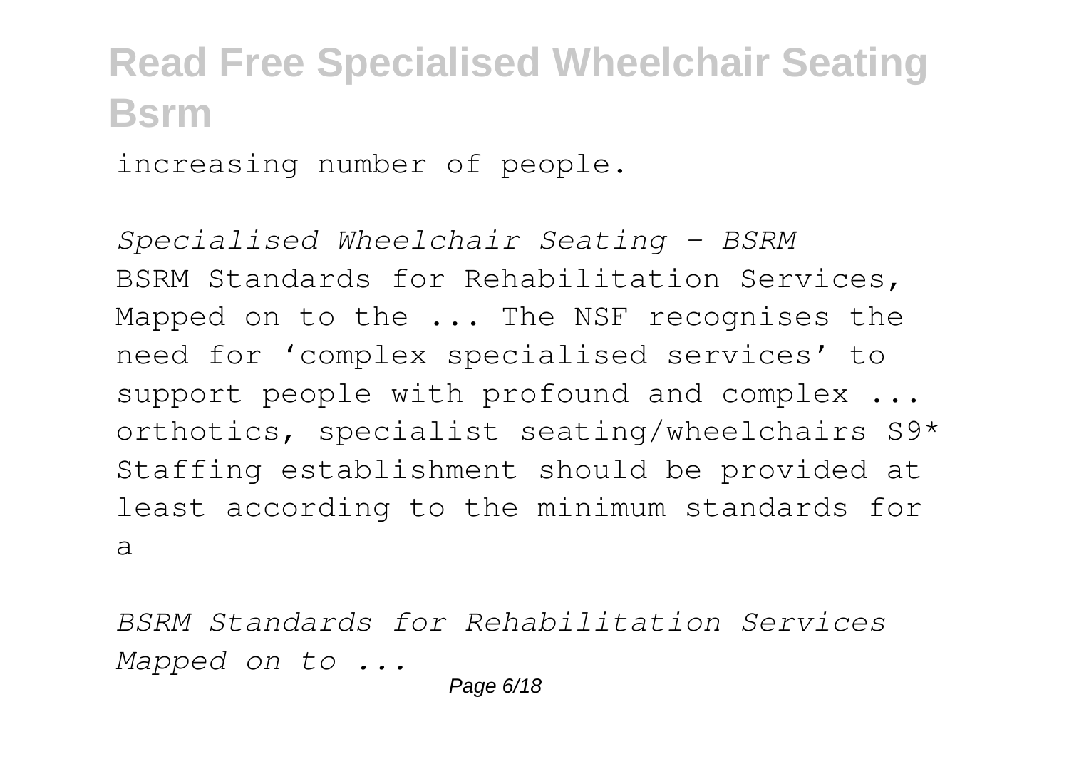increasing number of people.

*Specialised Wheelchair Seating - BSRM*

BSRM Standards for Rehabilitation Services, Mapped on to the ... The NSF recognises the need for 'complex specialised services' to support people with profound and complex ... orthotics, specialist seating/wheelchairs S9* Staffing establishment should be provided at least according to the minimum standards for a

*BSRM Standards for Rehabilitation Services Mapped on to ...*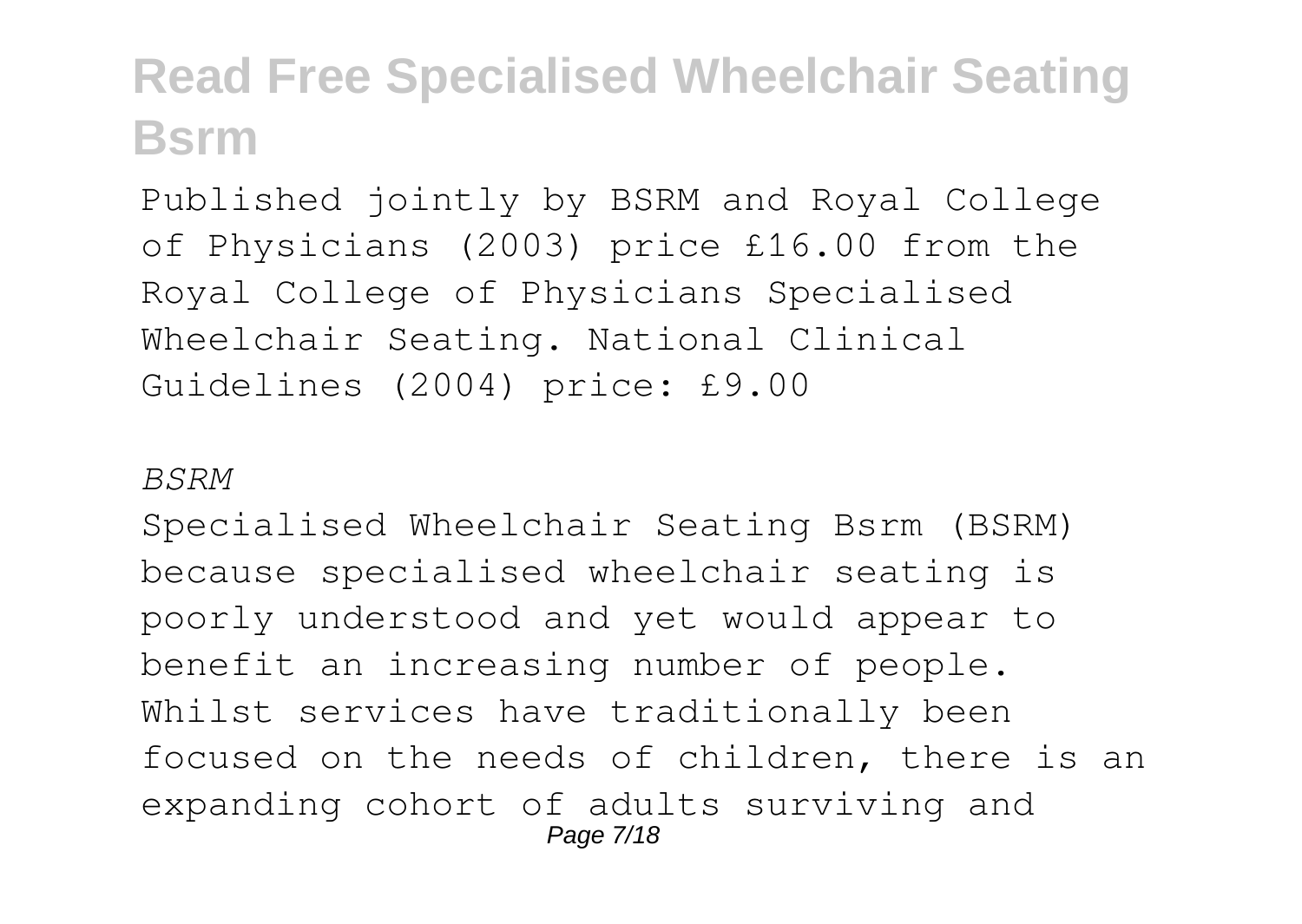Published jointly by BSRM and Royal College of Physicians (2003) price £16.00 from the Royal College of Physicians Specialised Wheelchair Seating. National Clinical Guidelines (2004) price: £9.00

*BSRM*

Specialised Wheelchair Seating Bsrm (BSRM) because specialised wheelchair seating is poorly understood and yet would appear to benefit an increasing number of people. Whilst services have traditionally been focused on the needs of children, there is an expanding cohort of adults surviving and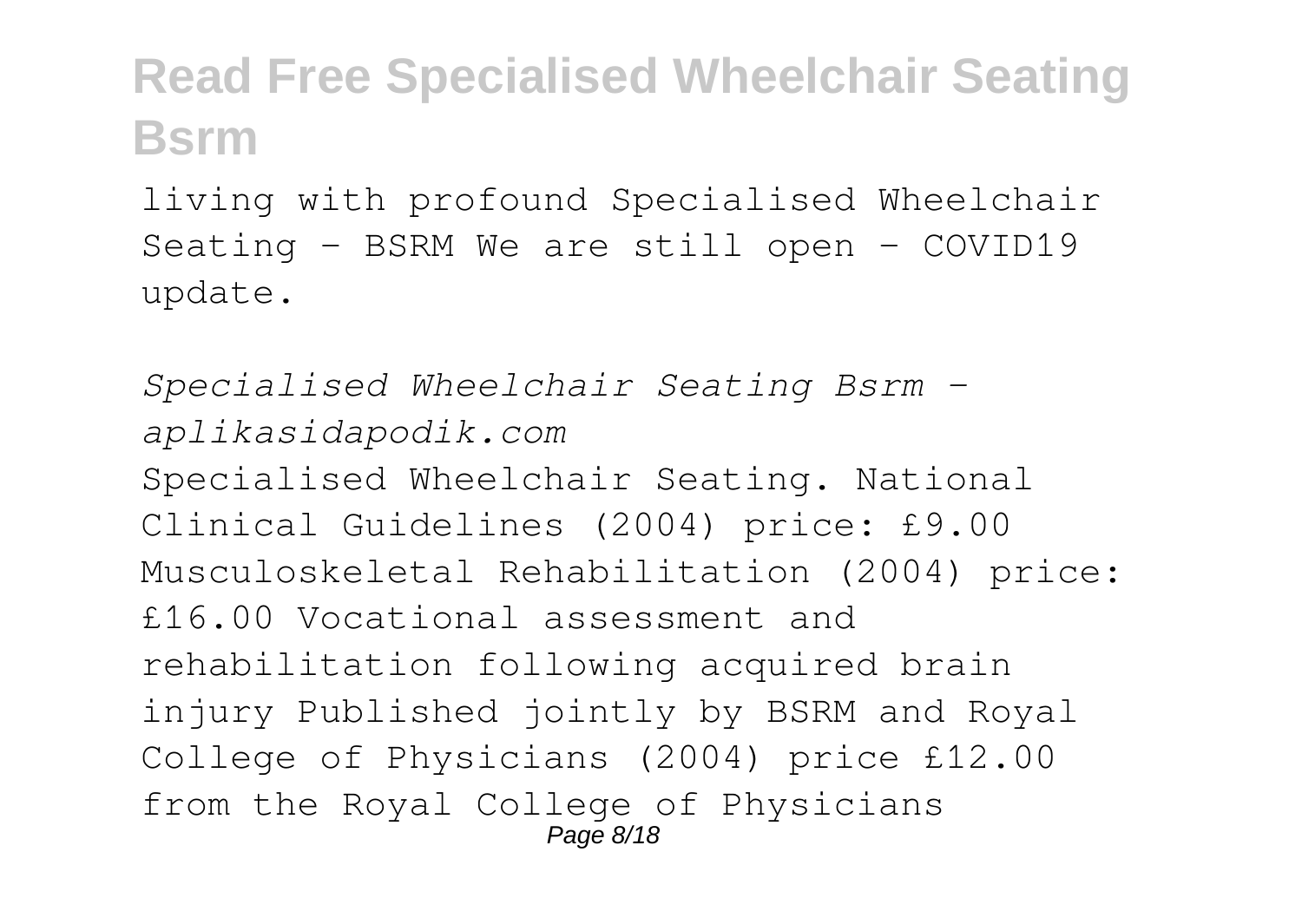living with profound Specialised Wheelchair Seating - BSRM We are still open - COVID19 update.

*Specialised Wheelchair Seating Bsrm - aplikasidapodik.com*

Specialised Wheelchair Seating. National Clinical Guidelines (2004) price: £9.00 Musculoskeletal Rehabilitation (2004) price: £16.00 Vocational assessment and rehabilitation following acquired brain injury Published jointly by BSRM and Royal College of Physicians (2004) price £12.00 from the Royal College of Physicians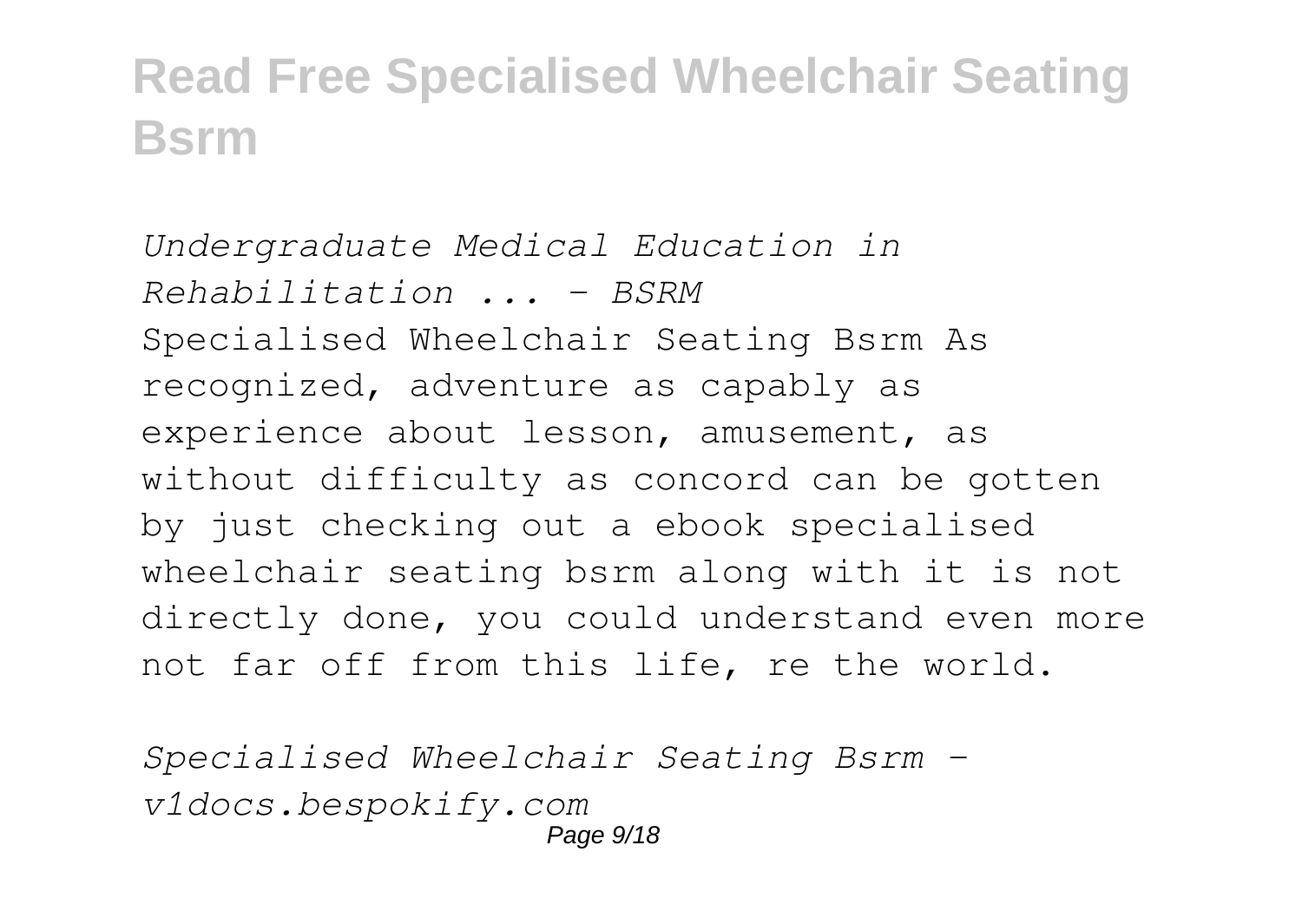*Undergraduate Medical Education in Rehabilitation ... - BSRM*

Specialised Wheelchair Seating Bsrm As recognized, adventure as capably as experience about lesson, amusement, as without difficulty as concord can be gotten by just checking out a ebook specialised wheelchair seating bsrm along with it is not directly done, you could understand even more not far off from this life, re the world.

*Specialised Wheelchair Seating Bsrm - v1docs.bespokify.com*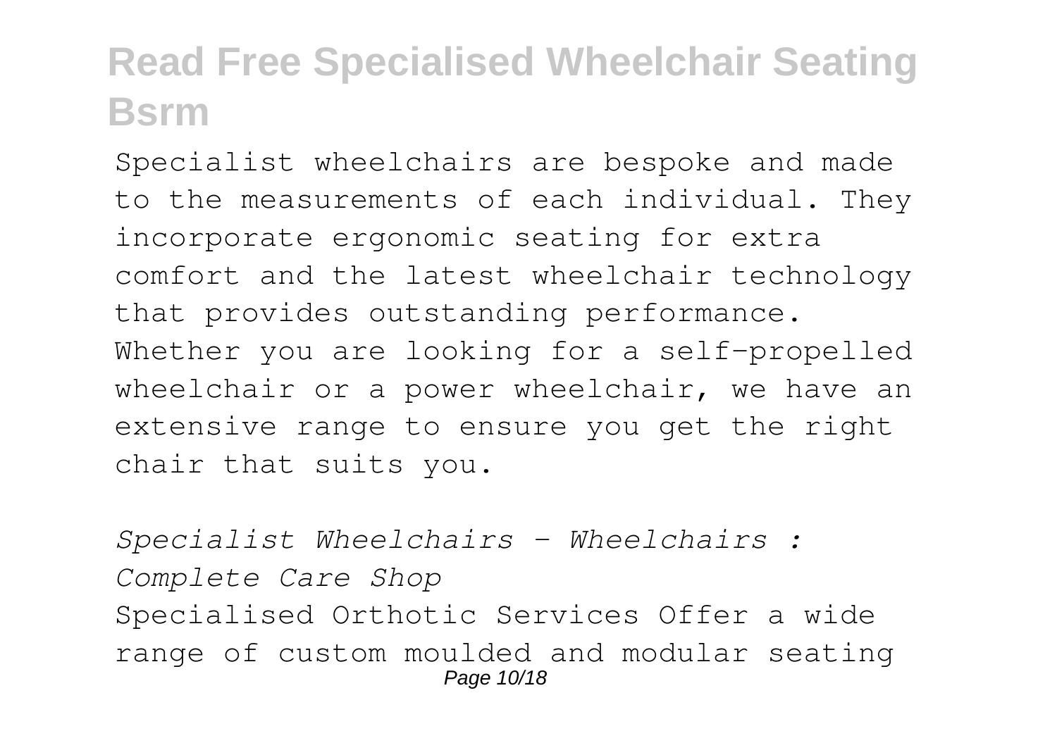Specialist wheelchairs are bespoke and made to the measurements of each individual. They incorporate ergonomic seating for extra comfort and the latest wheelchair technology that provides outstanding performance. Whether you are looking for a self-propelled wheelchair or a power wheelchair, we have an extensive range to ensure you get the right chair that suits you.

*Specialist Wheelchairs - Wheelchairs : Complete Care Shop*

Specialised Orthotic Services Offer a wide range of custom moulded and modular seating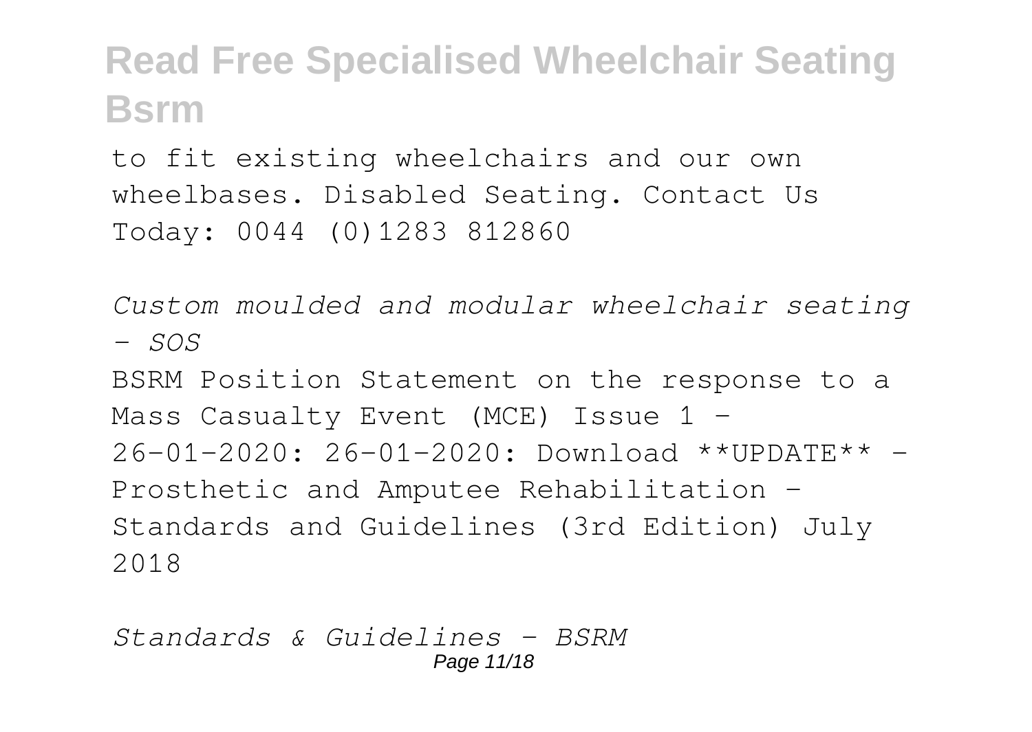to fit existing wheelchairs and our own wheelbases. Disabled Seating. Contact Us Today: 0044 (0)1283 812860

*Custom moulded and modular wheelchair seating - SOS*

BSRM Position Statement on the response to a Mass Casualty Event (MCE) Issue 1 - 26-01-2020: 26-01-2020: Download **UPDATE** - Prosthetic and Amputee Rehabilitation - Standards and Guidelines (3rd Edition) July 2018

*Standards & Guidelines - BSRM*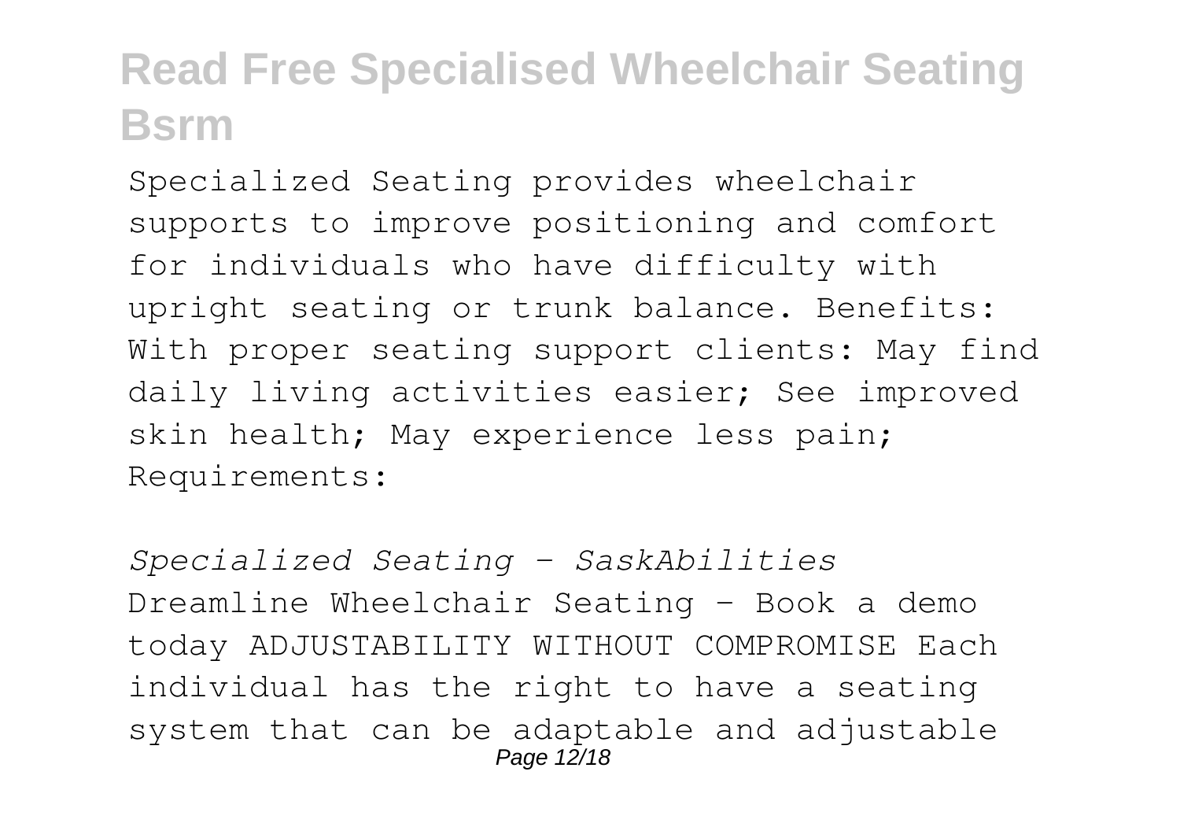Specialized Seating provides wheelchair supports to improve positioning and comfort for individuals who have difficulty with upright seating or trunk balance. Benefits: With proper seating support clients: May find daily living activities easier; See improved skin health; May experience less pain; Requirements:

*Specialized Seating - SaskAbilities*

Dreamline Wheelchair Seating – Book a demo today ADJUSTABILITY WITHOUT COMPROMISE Each individual has the right to have a seating system that can be adaptable and adjustable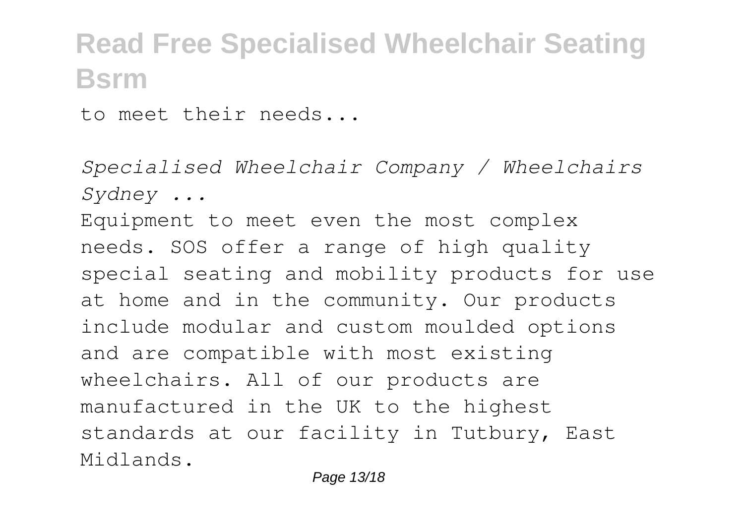to meet their needs...

*Specialised Wheelchair Company / Wheelchairs Sydney ...*

Equipment to meet even the most complex needs. SOS offer a range of high quality special seating and mobility products for use at home and in the community. Our products include modular and custom moulded options and are compatible with most existing wheelchairs. All of our products are manufactured in the UK to the highest standards at our facility in Tutbury, East Midlands.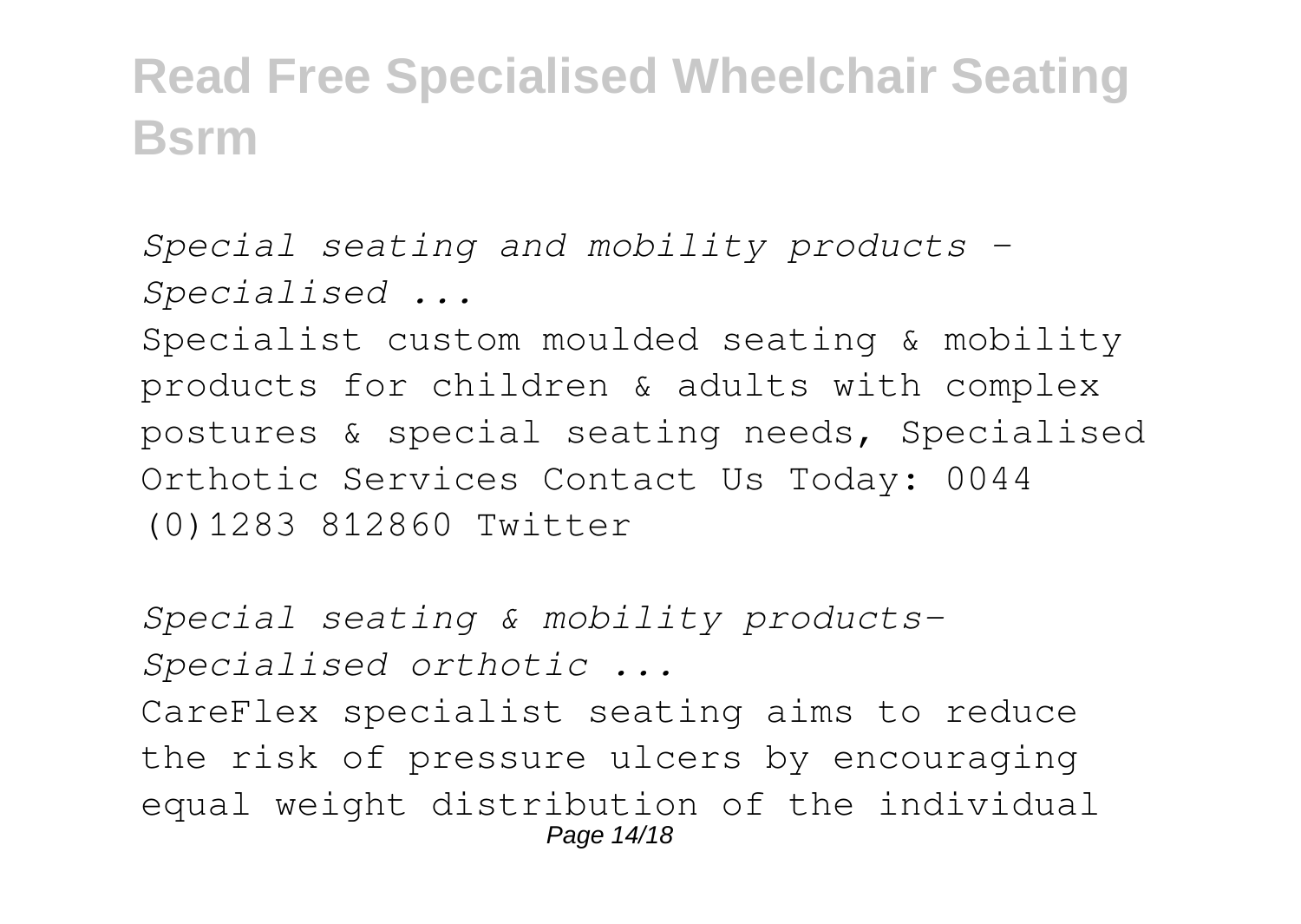*Special seating and mobility products - Specialised ...*

Specialist custom moulded seating & mobility products for children & adults with complex postures & special seating needs, Specialised Orthotic Services Contact Us Today: 0044 (0)1283 812860 Twitter

*Special seating & mobility products- Specialised orthotic ...*

CareFlex specialist seating aims to reduce the risk of pressure ulcers by encouraging equal weight distribution of the individual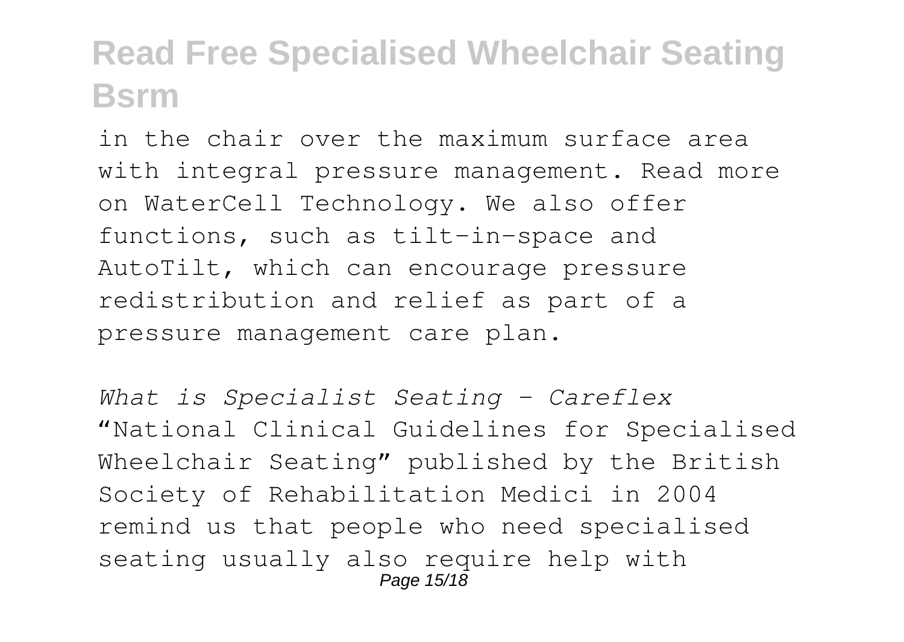in the chair over the maximum surface area with integral pressure management. Read more on WaterCell Technology. We also offer functions, such as tilt-in-space and AutoTilt, which can encourage pressure redistribution and relief as part of a pressure management care plan.

*What is Specialist Seating - Careflex*

"National Clinical Guidelines for Specialised Wheelchair Seating" published by the British Society of Rehabilitation Medici in 2004 remind us that people who need specialised seating usually also require help with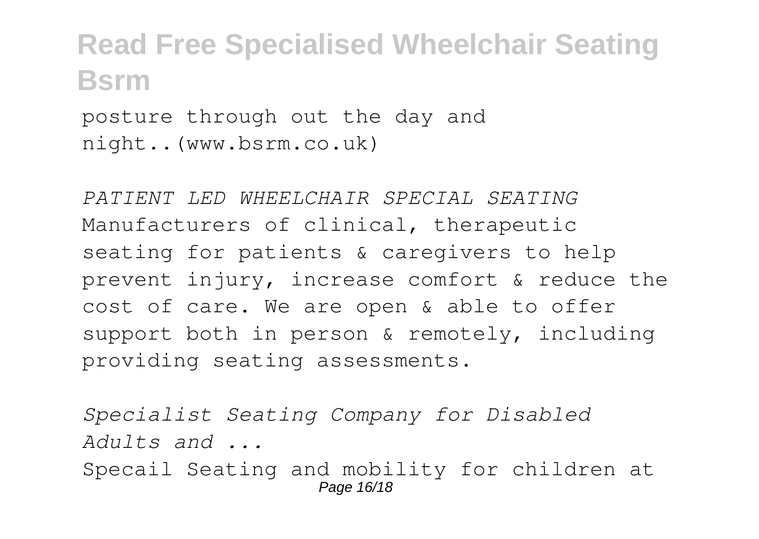posture through out the day and night..(www.bsrm.co.uk)

*PATIENT LED WHEELCHAIR SPECIAL SEATING*

Manufacturers of clinical, therapeutic seating for patients & caregivers to help prevent injury, increase comfort & reduce the cost of care. We are open & able to offer support both in person & remotely, including providing seating assessments.

*Specialist Seating Company for Disabled Adults and ...*

Specail Seating and mobility for children at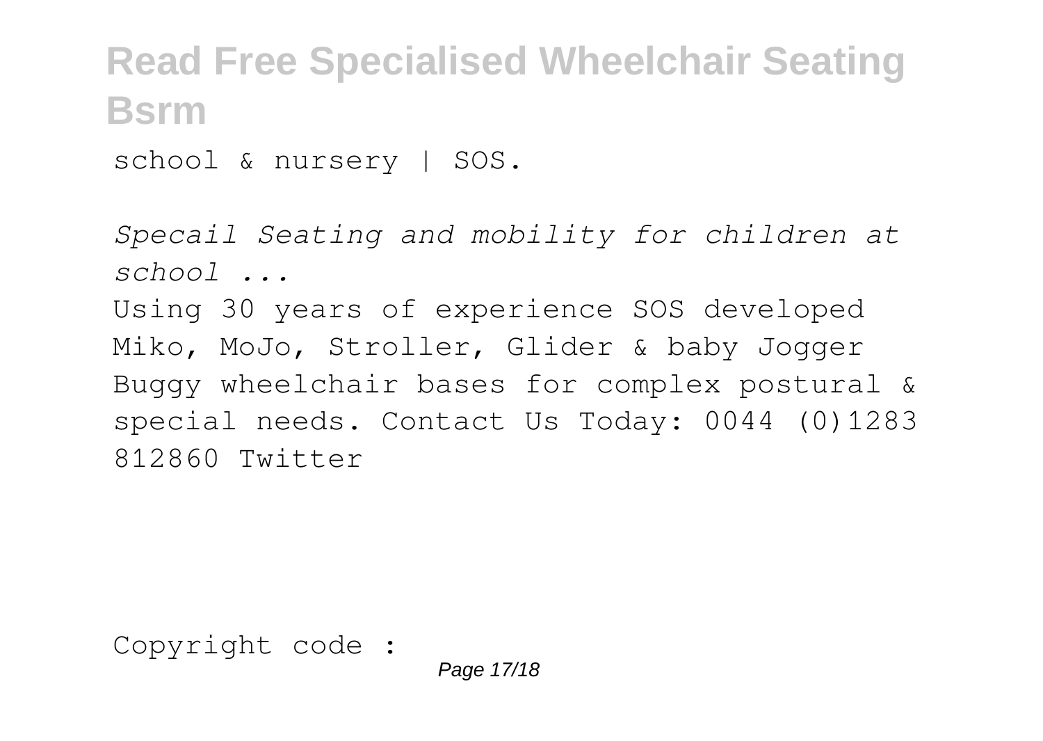school & nursery | SOS.

*Specail Seating and mobility for children at school ...*

Using 30 years of experience SOS developed Miko, MoJo, Stroller, Glider & baby Jogger Buggy wheelchair bases for complex postural & special needs. Contact Us Today: 0044 (0)1283 812860 Twitter

Copyright code :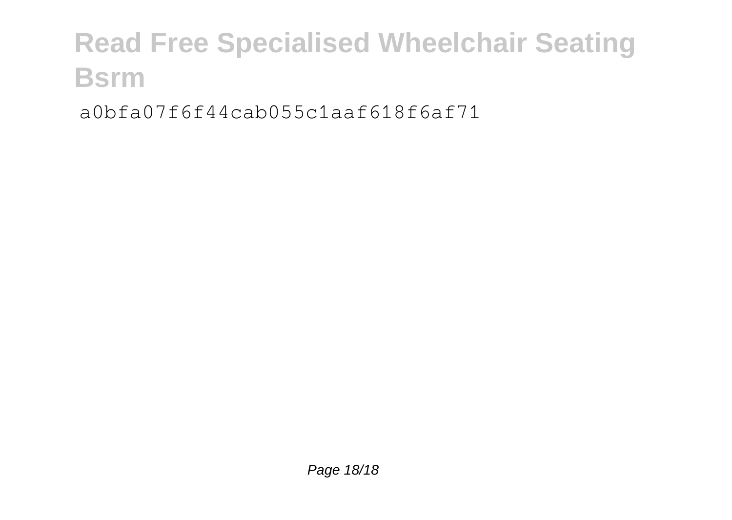a0bfa07f6f44cab055c1aaf618f6af71